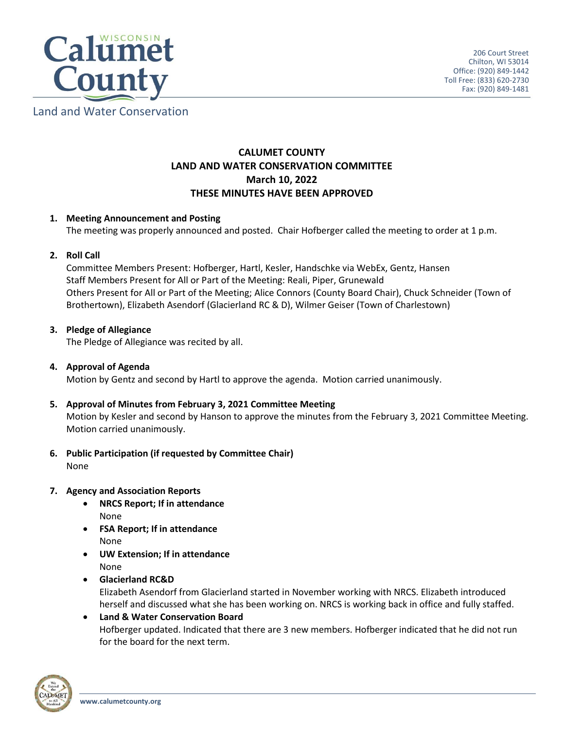Land and Water Conservation

206 Court Street
Chilton, WI 53014
Office: (920) 849-1442
Toll Free: (833) 620-2730
Fax: (920) 849-1481

# CALUMET COUNTY
# LAND AND WATER CONSERVATION COMMITTEE
# March 10, 2022
# THESE MINUTES HAVE BEEN APPROVED

1. **Meeting Announcement and Posting**
   The meeting was properly announced and posted. Chair Hofberger called the meeting to order at 1 p.m.

2. **Roll Call**
   Committee Members Present: Hofberger, Hartl, Kesler, Handschke via WebEx, Gentz, Hansen
   Staff Members Present for All or Part of the Meeting: Reali, Piper, Grunewald
   Others Present for All or Part of the Meeting; Alice Connors (County Board Chair), Chuck Schneider (Town of Brothertown), Elizabeth Asendorf (Glacierland RC & D), Wilmer Geiser (Town of Charlestown)

3. **Pledge of Allegiance**
   The Pledge of Allegiance was recited by all.

4. **Approval of Agenda**
   Motion by Gentz and second by Hartl to approve the agenda. Motion carried unanimously.

5. **Approval of Minutes from February 3, 2021 Committee Meeting**
   Motion by Kesler and second by Hanson to approve the minutes from the February 3, 2021 Committee Meeting. Motion carried unanimously.

6. **Public Participation (if requested by Committee Chair)**
   None

7. **Agency and Association Reports**
   - **NRCS Report; If in attendance**
     None
   - **FSA Report; If in attendance**
     None
   - **UW Extension; If in attendance**
     None
   - **Glacierland RC&D**
     Elizabeth Asendorf from Glacierland started in November working with NRCS. Elizabeth introduced herself and discussed what she has been working on. NRCS is working back in office and fully staffed.
   - **Land & Water Conservation Board**
     Hofberger updated. Indicated that there are 3 new members. Hofberger indicated that he did not run for the board for the next term.

www.calumetcounty.org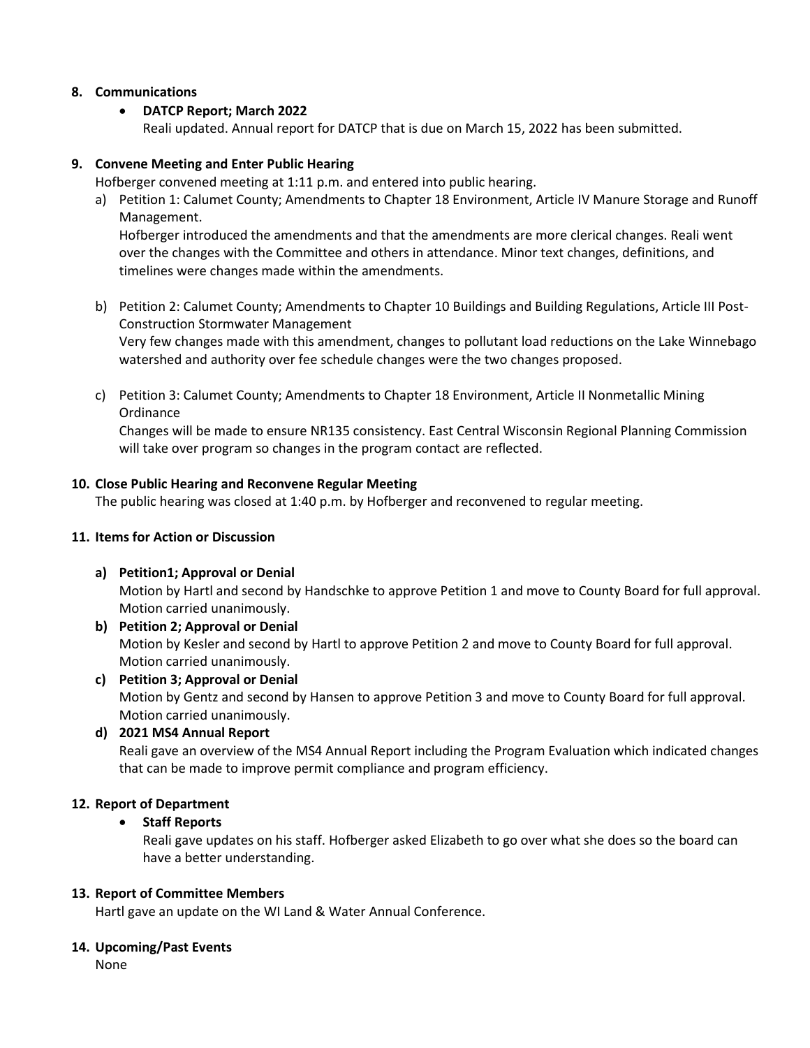**8. Communications**

- **DATCP Report; March 2022**
  Reali updated. Annual report for DATCP that is due on March 15, 2022 has been submitted.

**9. Convene Meeting and Enter Public Hearing**

Hofberger convened meeting at 1:11 p.m. and entered into public hearing.

a) Petition 1: Calumet County; Amendments to Chapter 18 Environment, Article IV Manure Storage and Runoff Management.
Hofberger introduced the amendments and that the amendments are more clerical changes. Reali went over the changes with the Committee and others in attendance. Minor text changes, definitions, and timelines were changes made within the amendments.

b) Petition 2: Calumet County; Amendments to Chapter 10 Buildings and Building Regulations, Article III Post-Construction Stormwater Management
Very few changes made with this amendment, changes to pollutant load reductions on the Lake Winnebago watershed and authority over fee schedule changes were the two changes proposed.

c) Petition 3: Calumet County; Amendments to Chapter 18 Environment, Article II Nonmetallic Mining Ordinance
Changes will be made to ensure NR135 consistency. East Central Wisconsin Regional Planning Commission will take over program so changes in the program contact are reflected.

**10. Close Public Hearing and Reconvene Regular Meeting**

The public hearing was closed at 1:40 p.m. by Hofberger and reconvened to regular meeting.

**11. Items for Action or Discussion**

**a) Petition1; Approval or Denial**
Motion by Hartl and second by Handschke to approve Petition 1 and move to County Board for full approval. Motion carried unanimously.

**b) Petition 2; Approval or Denial**
Motion by Kesler and second by Hartl to approve Petition 2 and move to County Board for full approval. Motion carried unanimously.

**c) Petition 3; Approval or Denial**
Motion by Gentz and second by Hansen to approve Petition 3 and move to County Board for full approval. Motion carried unanimously.

**d) 2021 MS4 Annual Report**
Reali gave an overview of the MS4 Annual Report including the Program Evaluation which indicated changes that can be made to improve permit compliance and program efficiency.

**12. Report of Department**

- **Staff Reports**
  Reali gave updates on his staff. Hofberger asked Elizabeth to go over what she does so the board can have a better understanding.

**13. Report of Committee Members**

Hartl gave an update on the WI Land & Water Annual Conference.

**14. Upcoming/Past Events**

None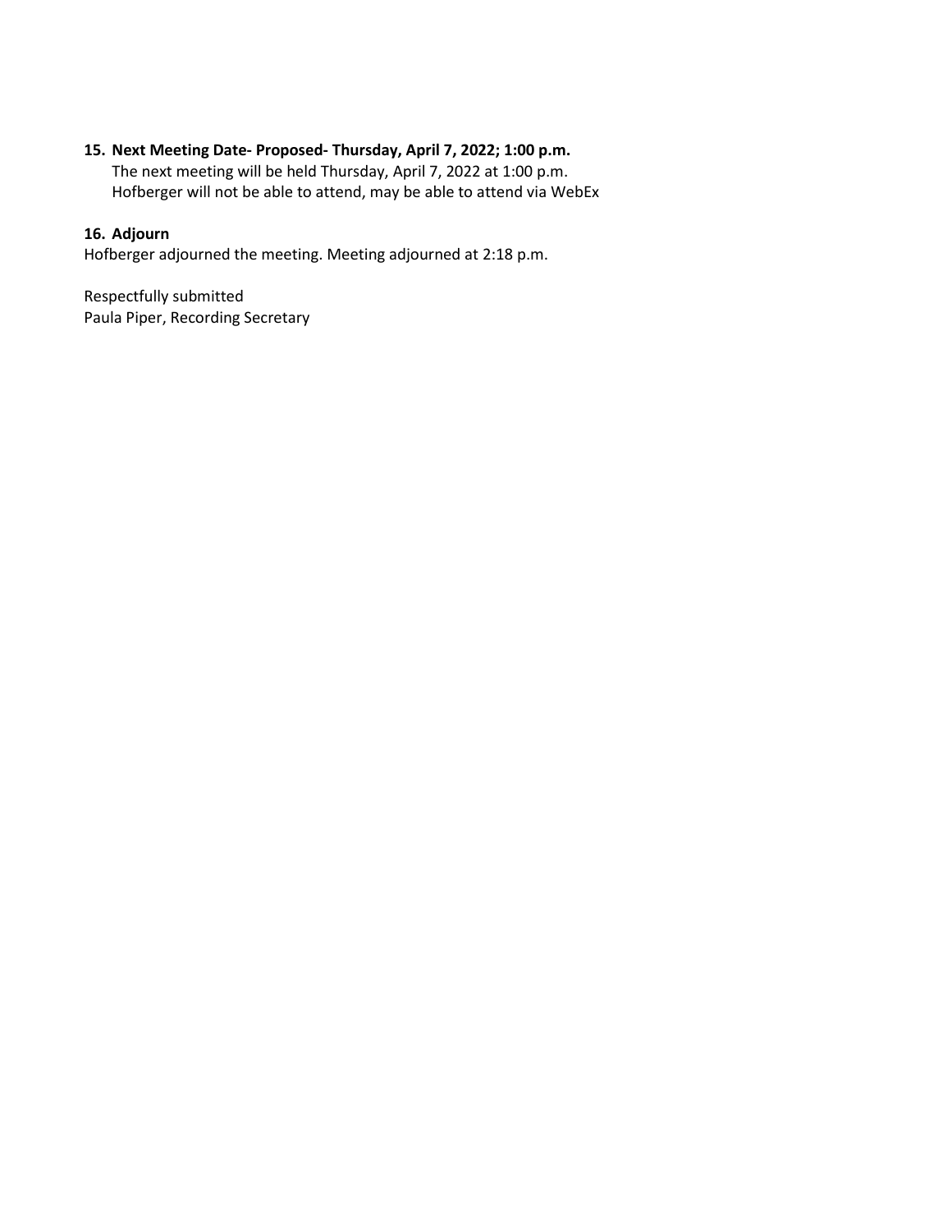**15. Next Meeting Date- Proposed- Thursday, April 7, 2022; 1:00 p.m.**

The next meeting will be held Thursday, April 7, 2022 at 1:00 p.m.
Hofberger will not be able to attend, may be able to attend via WebEx

**16. Adjourn**

Hofberger adjourned the meeting. Meeting adjourned at 2:18 p.m.

Respectfully submitted
Paula Piper, Recording Secretary